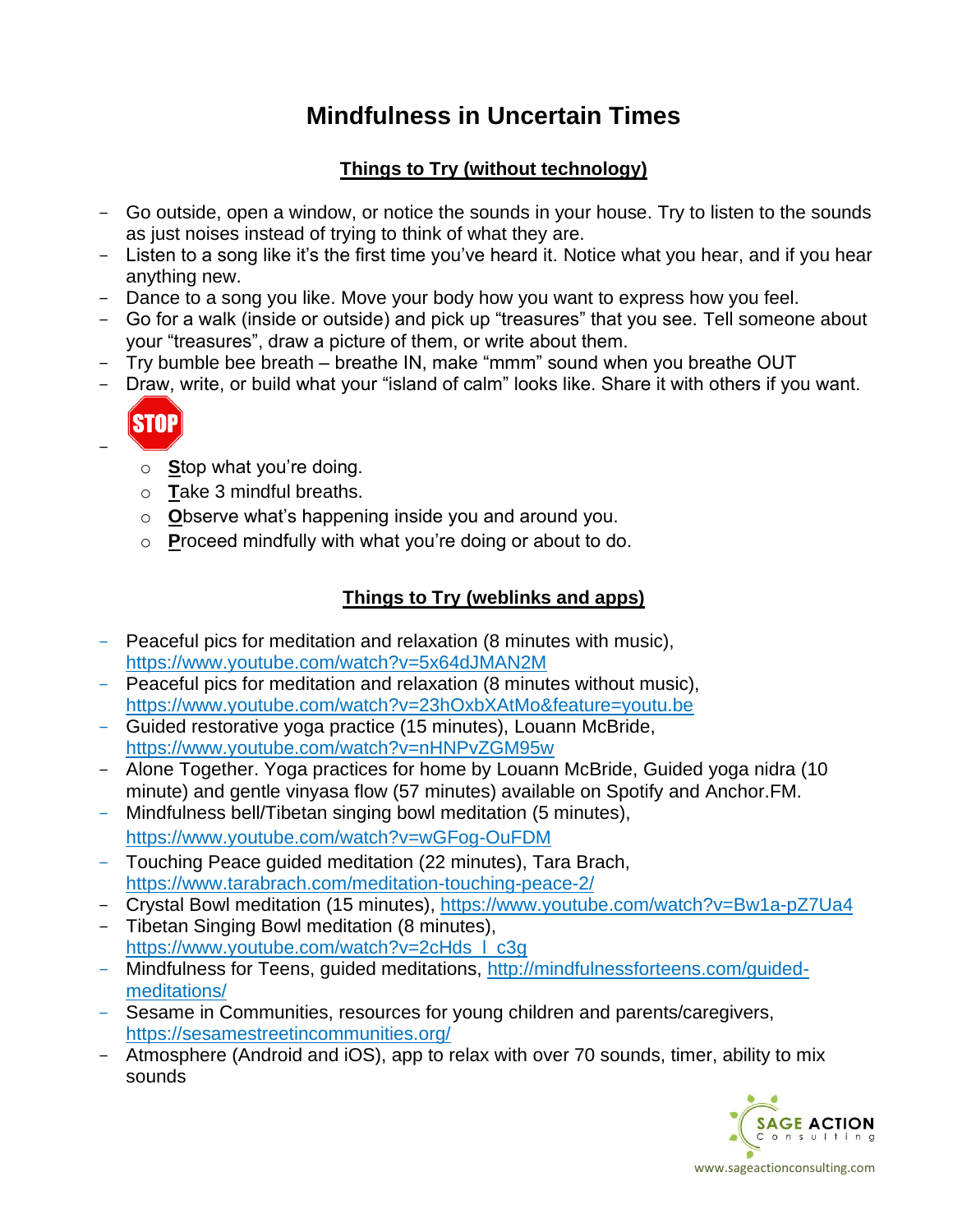# Mindfulness in Uncertain Times

## Things to Try (without technology)

- Go outside, open a window, or notice the sounds in your house. Try to listen to the sounds as just noises instead of trying to think of what they are.
- Listen to a song like it's the first time you've heard it. Notice what you hear, and if you hear anything new.
- Dance to a song you like. Move your body how you want to express how you feel.
- Go for a walk (inside or outside) and pick up "treasures" that you see. Tell someone about your "treasures", draw a picture of them, or write about them.
- Try bumble bee breath – breathe IN, make "mmm" sound when you breathe OUT
- Draw, write, or build what your "island of calm" looks like. Share it with others if you want.
- STOP
  - **S**top what you're doing.
  - **T**ake 3 mindful breaths.
  - **O**bserve what's happening inside you and around you.
  - **P**roceed mindfully with what you're doing or about to do.

## Things to Try (weblinks and apps)

- Peaceful pics for meditation and relaxation (8 minutes with music), https://www.youtube.com/watch?v=5x64dJMAN2M
- Peaceful pics for meditation and relaxation (8 minutes without music), https://www.youtube.com/watch?v=23hOxbXAtMo&feature=youtu.be
- Guided restorative yoga practice (15 minutes), Louann McBride, https://www.youtube.com/watch?v=nHNPvZGM95w
- Alone Together. Yoga practices for home by Louann McBride, Guided yoga nidra (10 minute) and gentle vinyasa flow (57 minutes) available on Spotify and Anchor.FM.
- Mindfulness bell/Tibetan singing bowl meditation (5 minutes), https://www.youtube.com/watch?v=wGFog-OuFDM
- Touching Peace guided meditation (22 minutes), Tara Brach, https://www.tarabrach.com/meditation-touching-peace-2/
- Crystal Bowl meditation (15 minutes), https://www.youtube.com/watch?v=Bw1a-pZ7Ua4
- Tibetan Singing Bowl meditation (8 minutes), https://www.youtube.com/watch?v=2cHds_I_c3g
- Mindfulness for Teens, guided meditations, http://mindfulnessforteens.com/guided-meditations/
- Sesame in Communities, resources for young children and parents/caregivers, https://sesamestreetincommunities.org/
- Atmosphere (Android and iOS), app to relax with over 70 sounds, timer, ability to mix sounds

SAGE ACTION Consulting
www.sageactionconsulting.com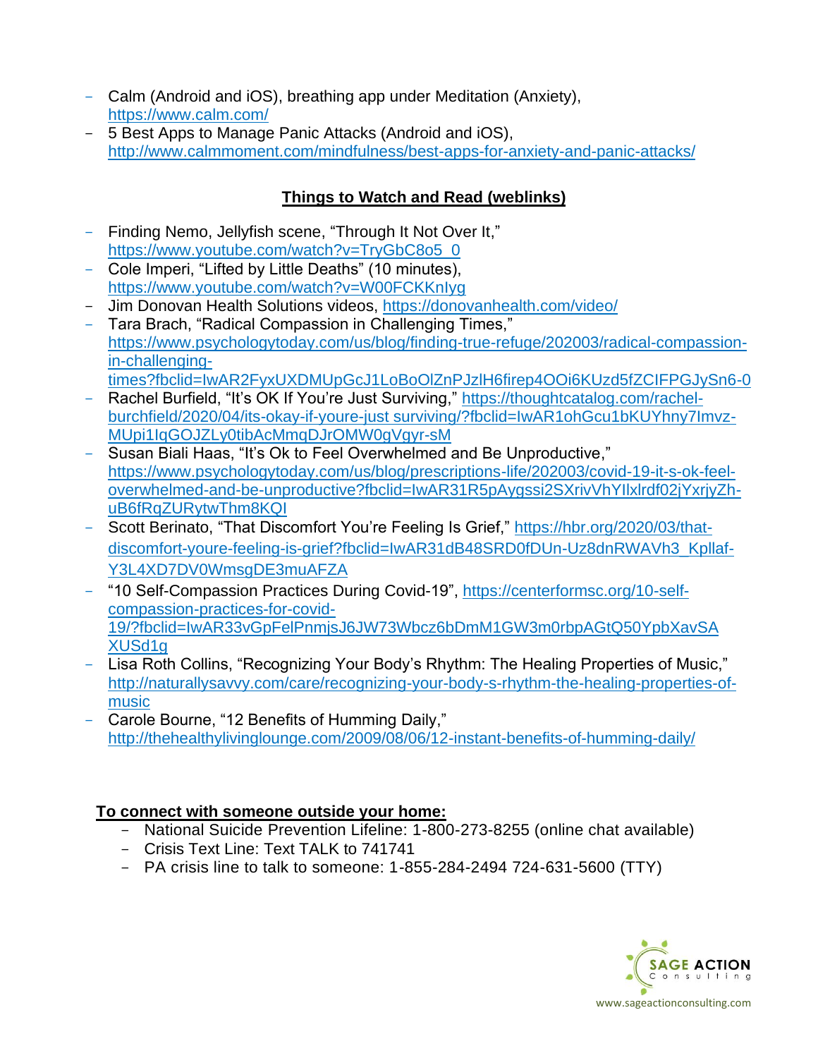- Calm (Android and iOS), breathing app under Meditation (Anxiety), https://www.calm.com/
- 5 Best Apps to Manage Panic Attacks (Android and iOS), http://www.calmmoment.com/mindfulness/best-apps-for-anxiety-and-panic-attacks/

## Things to Watch and Read (weblinks)

- Finding Nemo, Jellyfish scene, "Through It Not Over It," https://www.youtube.com/watch?v=TryGbC8o5_0
- Cole Imperi, "Lifted by Little Deaths" (10 minutes), https://www.youtube.com/watch?v=W00FCKKnIyg
- Jim Donovan Health Solutions videos, https://donovanhealth.com/video/
- Tara Brach, "Radical Compassion in Challenging Times," https://www.psychologytoday.com/us/blog/finding-true-refuge/202003/radical-compassion-in-challenging-times?fbclid=IwAR2FyxUXDMUpGcJ1LoBoOlZnPJzlH6firep4OOi6KUzd5fZCIFPGJySn6-0
- Rachel Burfield, "It's OK If You're Just Surviving," https://thoughtcatalog.com/rachel-burchfield/2020/04/its-okay-if-youre-just surviving/?fbclid=IwAR1ohGcu1bKUYhny7Imvz-MUpi1IqGOJZLy0tibAcMmqDJrOMW0gVgyr-sM
- Susan Biali Haas, "It's Ok to Feel Overwhelmed and Be Unproductive," https://www.psychologytoday.com/us/blog/prescriptions-life/202003/covid-19-it-s-ok-feel-overwhelmed-and-be-unproductive?fbclid=IwAR31R5pAygssi2SXrivVhYIlxlrdf02jYxrjyZh-uB6fRqZURytwThm8KQI
- Scott Berinato, "That Discomfort You're Feeling Is Grief," https://hbr.org/2020/03/that-discomfort-youre-feeling-is-grief?fbclid=IwAR31dB48SRD0fDUn-Uz8dnRWAVh3_Kpllaf-Y3L4XD7DV0WmsgDE3muAFZA
- "10 Self-Compassion Practices During Covid-19", https://centerformsc.org/10-self-compassion-practices-for-covid-19/?fbclid=IwAR33vGpFelPnmjsJ6JW73Wbcz6bDmM1GW3m0rbpAGtQ50YpbXavSAXUSd1g
- Lisa Roth Collins, "Recognizing Your Body's Rhythm: The Healing Properties of Music," http://naturallysavvy.com/care/recognizing-your-body-s-rhythm-the-healing-properties-of-music
- Carole Bourne, "12 Benefits of Humming Daily," http://thehealthylivinglounge.com/2009/08/06/12-instant-benefits-of-humming-daily/

## To connect with someone outside your home:

- National Suicide Prevention Lifeline: 1-800-273-8255 (online chat available)
- Crisis Text Line: Text TALK to 741741
- PA crisis line to talk to someone: 1-855-284-2494 724-631-5600 (TTY)

SAGE ACTION Consulting

www.sageactionconsulting.com